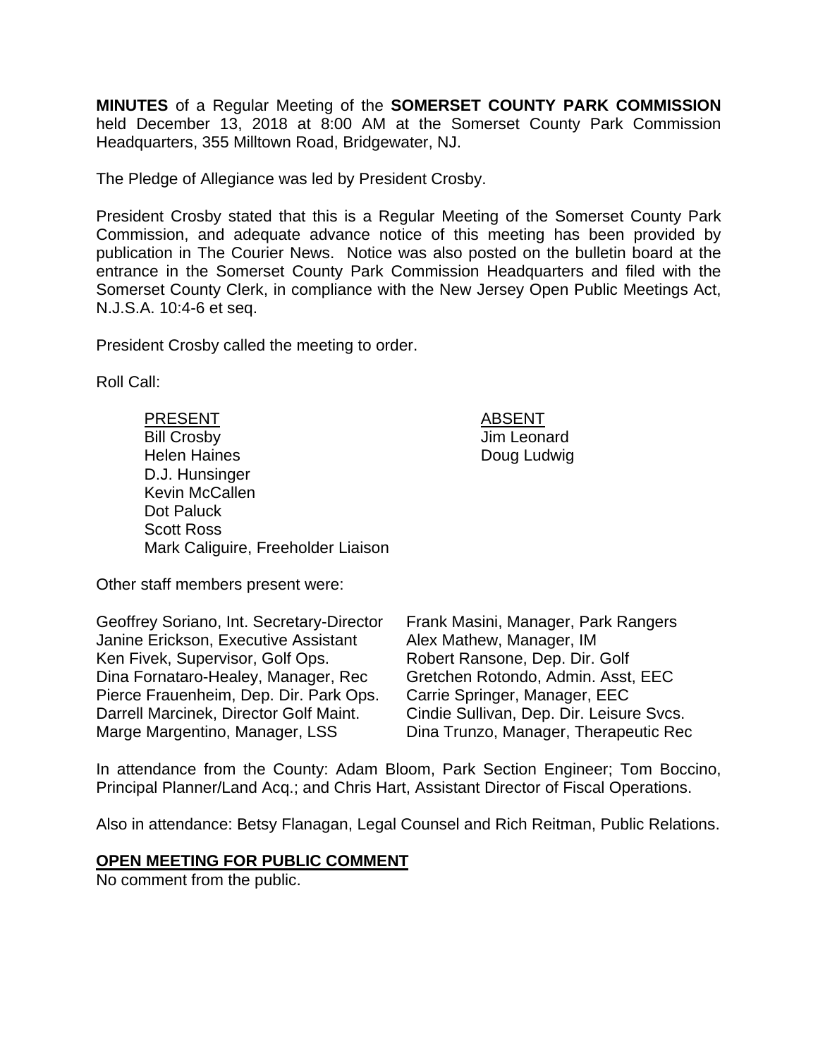**MINUTES** of a Regular Meeting of the **SOMERSET COUNTY PARK COMMISSION** held December 13, 2018 at 8:00 AM at the Somerset County Park Commission Headquarters, 355 Milltown Road, Bridgewater, NJ.

The Pledge of Allegiance was led by President Crosby.

President Crosby stated that this is a Regular Meeting of the Somerset County Park Commission, and adequate advance notice of this meeting has been provided by publication in The Courier News. Notice was also posted on the bulletin board at the entrance in the Somerset County Park Commission Headquarters and filed with the Somerset County Clerk, in compliance with the New Jersey Open Public Meetings Act, N.J.S.A. 10:4-6 et seq.

President Crosby called the meeting to order.

Roll Call:

| PRESENT | ABSENT |
|---|---|
| Bill Crosby | Jim Leonard |
| Helen Haines | Doug Ludwig |
| D.J. Hunsinger | |
| Kevin McCallen | |
| Dot Paluck | |
| Scott Ross | |
| Mark Caliguire, Freeholder Liaison | |

Other staff members present were:

| | |
|---|---|
| Geoffrey Soriano, Int. Secretary-Director | Frank Masini, Manager, Park Rangers |
| Janine Erickson, Executive Assistant | Alex Mathew, Manager, IM |
| Ken Fivek, Supervisor, Golf Ops. | Robert Ransone, Dep. Dir. Golf |
| Dina Fornataro-Healey, Manager, Rec | Gretchen Rotondo, Admin. Asst, EEC |
| Pierce Frauenheim, Dep. Dir. Park Ops. | Carrie Springer, Manager, EEC |
| Darrell Marcinek, Director Golf Maint. | Cindie Sullivan, Dep. Dir. Leisure Svcs. |
| Marge Margentino, Manager, LSS | Dina Trunzo, Manager, Therapeutic Rec |

In attendance from the County: Adam Bloom, Park Section Engineer; Tom Boccino, Principal Planner/Land Acq.; and Chris Hart, Assistant Director of Fiscal Operations.

Also in attendance: Betsy Flanagan, Legal Counsel and Rich Reitman, Public Relations.

## OPEN MEETING FOR PUBLIC COMMENT

No comment from the public.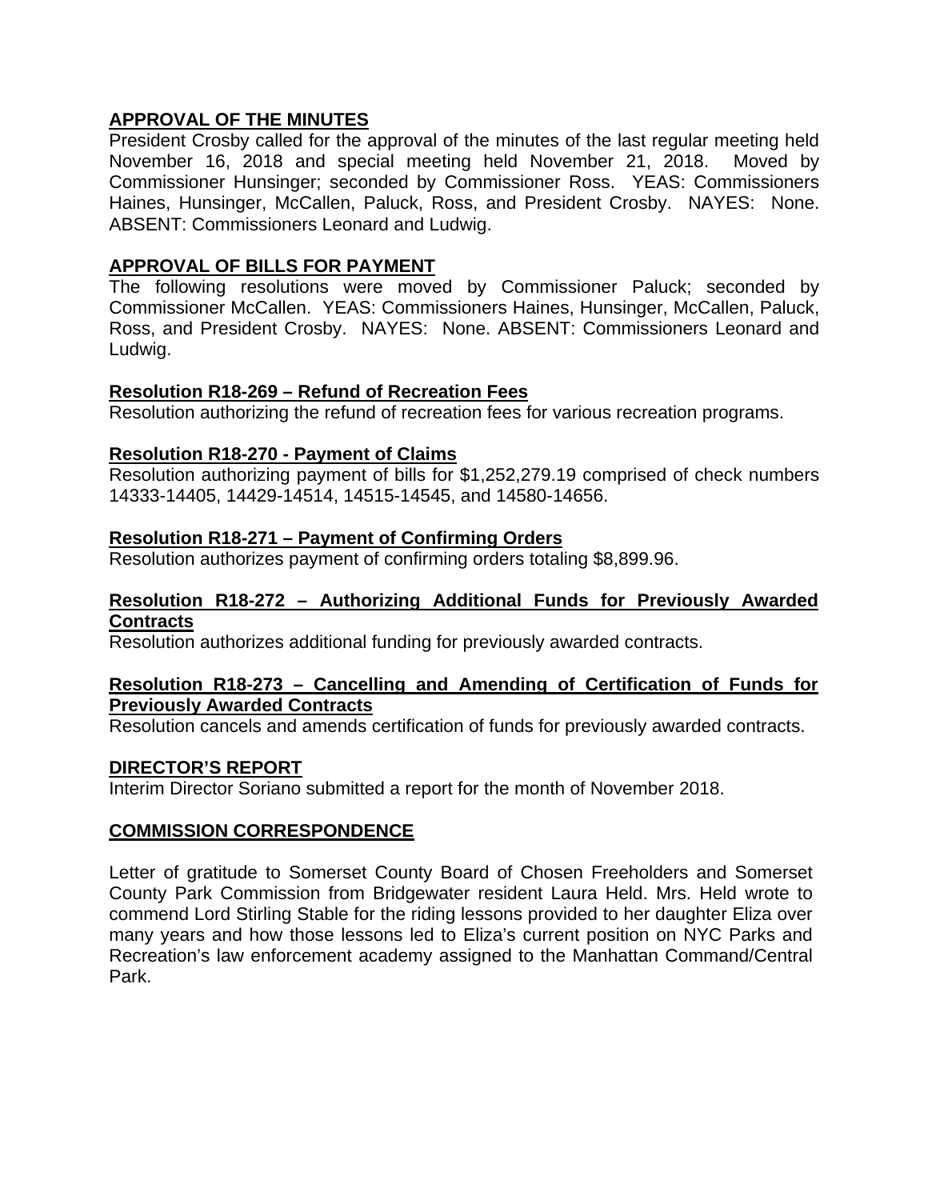## APPROVAL OF THE MINUTES

President Crosby called for the approval of the minutes of the last regular meeting held November 16, 2018 and special meeting held November 21, 2018. Moved by Commissioner Hunsinger; seconded by Commissioner Ross. YEAS: Commissioners Haines, Hunsinger, McCallen, Paluck, Ross, and President Crosby. NAYES: None. ABSENT: Commissioners Leonard and Ludwig.

## APPROVAL OF BILLS FOR PAYMENT

The following resolutions were moved by Commissioner Paluck; seconded by Commissioner McCallen. YEAS: Commissioners Haines, Hunsinger, McCallen, Paluck, Ross, and President Crosby. NAYES: None. ABSENT: Commissioners Leonard and Ludwig.

### Resolution R18-269 – Refund of Recreation Fees

Resolution authorizing the refund of recreation fees for various recreation programs.

### Resolution R18-270 - Payment of Claims

Resolution authorizing payment of bills for $1,252,279.19 comprised of check numbers 14333-14405, 14429-14514, 14515-14545, and 14580-14656.

### Resolution R18-271 – Payment of Confirming Orders

Resolution authorizes payment of confirming orders totaling $8,899.96.

### Resolution R18-272 – Authorizing Additional Funds for Previously Awarded Contracts

Resolution authorizes additional funding for previously awarded contracts.

### Resolution R18-273 – Cancelling and Amending of Certification of Funds for Previously Awarded Contracts

Resolution cancels and amends certification of funds for previously awarded contracts.

## DIRECTOR'S REPORT

Interim Director Soriano submitted a report for the month of November 2018.

## COMMISSION CORRESPONDENCE

Letter of gratitude to Somerset County Board of Chosen Freeholders and Somerset County Park Commission from Bridgewater resident Laura Held. Mrs. Held wrote to commend Lord Stirling Stable for the riding lessons provided to her daughter Eliza over many years and how those lessons led to Eliza's current position on NYC Parks and Recreation's law enforcement academy assigned to the Manhattan Command/Central Park.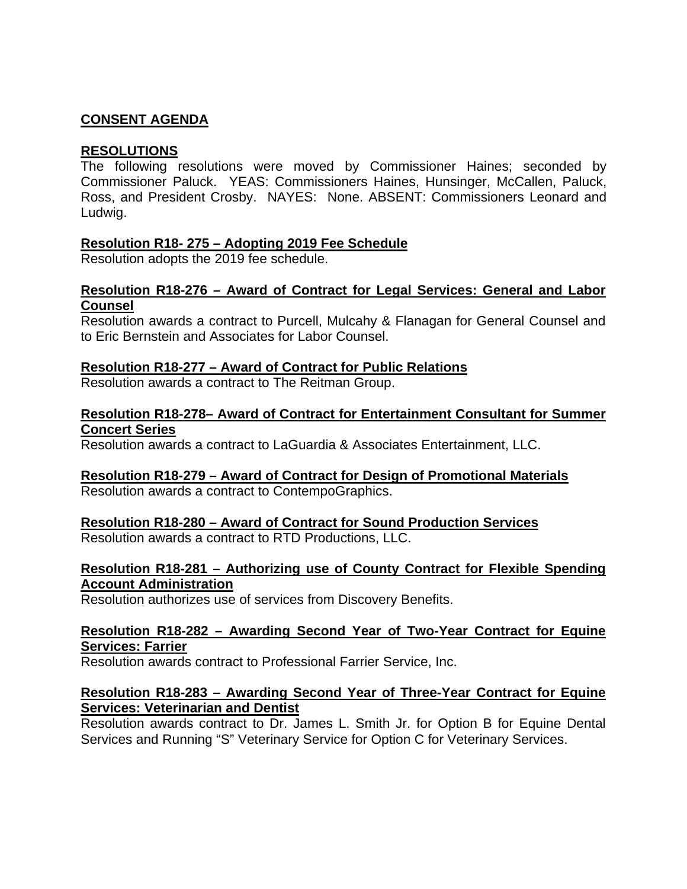**CONSENT AGENDA**

**RESOLUTIONS**

The following resolutions were moved by Commissioner Haines; seconded by Commissioner Paluck. YEAS: Commissioners Haines, Hunsinger, McCallen, Paluck, Ross, and President Crosby. NAYES: None. ABSENT: Commissioners Leonard and Ludwig.

**Resolution R18- 275 – Adopting 2019 Fee Schedule**

Resolution adopts the 2019 fee schedule.

**Resolution R18-276 – Award of Contract for Legal Services: General and Labor Counsel**

Resolution awards a contract to Purcell, Mulcahy & Flanagan for General Counsel and to Eric Bernstein and Associates for Labor Counsel.

**Resolution R18-277 – Award of Contract for Public Relations**

Resolution awards a contract to The Reitman Group.

**Resolution R18-278– Award of Contract for Entertainment Consultant for Summer Concert Series**

Resolution awards a contract to LaGuardia & Associates Entertainment, LLC.

**Resolution R18-279 – Award of Contract for Design of Promotional Materials**

Resolution awards a contract to ContempoGraphics.

**Resolution R18-280 – Award of Contract for Sound Production Services**

Resolution awards a contract to RTD Productions, LLC.

**Resolution R18-281 – Authorizing use of County Contract for Flexible Spending Account Administration**

Resolution authorizes use of services from Discovery Benefits.

**Resolution R18-282 – Awarding Second Year of Two-Year Contract for Equine Services: Farrier**

Resolution awards contract to Professional Farrier Service, Inc.

**Resolution R18-283 – Awarding Second Year of Three-Year Contract for Equine Services: Veterinarian and Dentist**

Resolution awards contract to Dr. James L. Smith Jr. for Option B for Equine Dental Services and Running "S" Veterinary Service for Option C for Veterinary Services.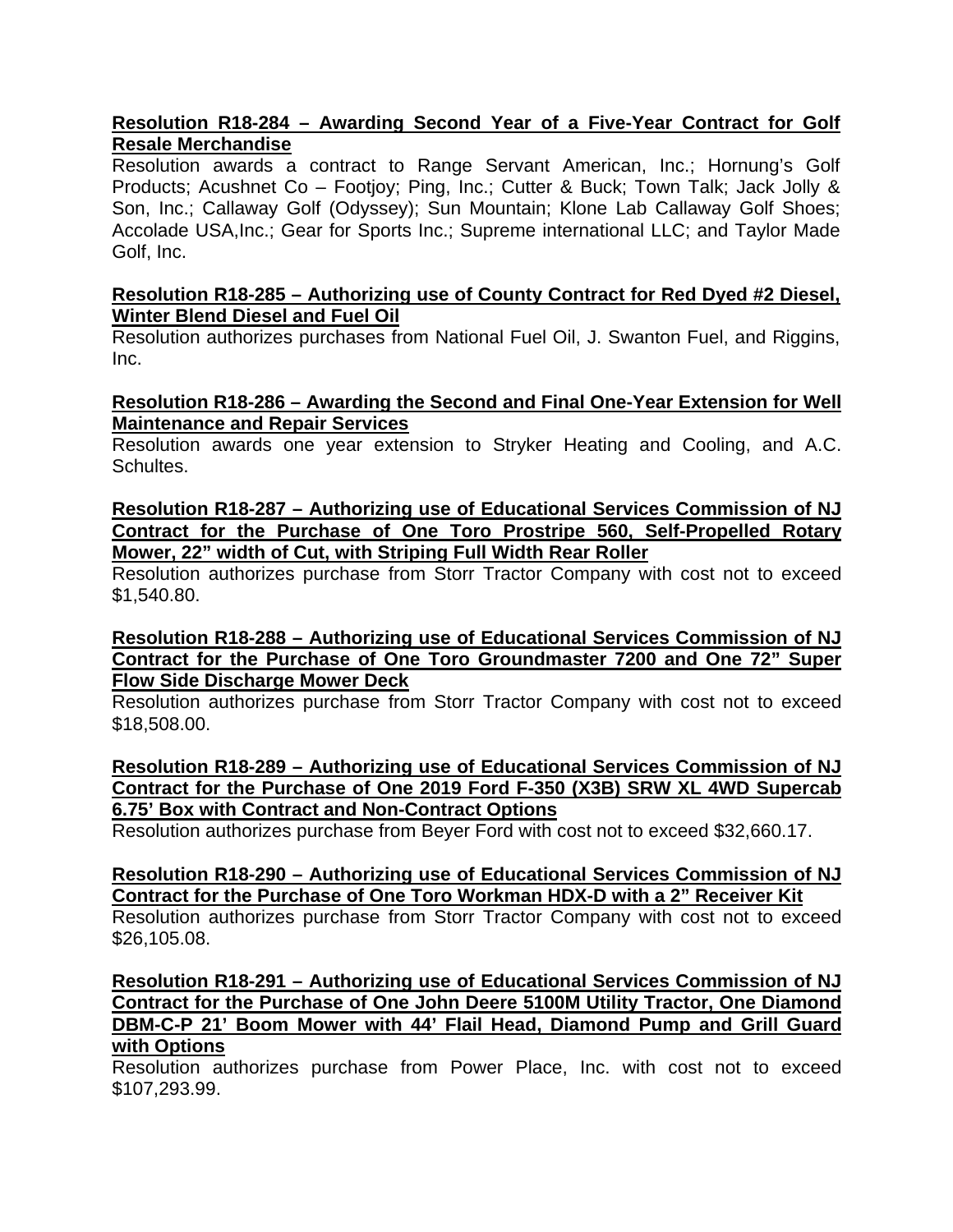**Resolution R18-284 – Awarding Second Year of a Five-Year Contract for Golf Resale Merchandise**

Resolution awards a contract to Range Servant American, Inc.; Hornung's Golf Products; Acushnet Co – Footjoy; Ping, Inc.; Cutter & Buck; Town Talk; Jack Jolly & Son, Inc.; Callaway Golf (Odyssey); Sun Mountain; Klone Lab Callaway Golf Shoes; Accolade USA,Inc.; Gear for Sports Inc.; Supreme international LLC; and Taylor Made Golf, Inc.

**Resolution R18-285 – Authorizing use of County Contract for Red Dyed #2 Diesel, Winter Blend Diesel and Fuel Oil**

Resolution authorizes purchases from National Fuel Oil, J. Swanton Fuel, and Riggins, Inc.

**Resolution R18-286 – Awarding the Second and Final One-Year Extension for Well Maintenance and Repair Services**

Resolution awards one year extension to Stryker Heating and Cooling, and A.C. Schultes.

**Resolution R18-287 – Authorizing use of Educational Services Commission of NJ Contract for the Purchase of One Toro Prostripe 560, Self-Propelled Rotary Mower, 22" width of Cut, with Striping Full Width Rear Roller**

Resolution authorizes purchase from Storr Tractor Company with cost not to exceed $1,540.80.

**Resolution R18-288 – Authorizing use of Educational Services Commission of NJ Contract for the Purchase of One Toro Groundmaster 7200 and One 72" Super Flow Side Discharge Mower Deck**

Resolution authorizes purchase from Storr Tractor Company with cost not to exceed $18,508.00.

**Resolution R18-289 – Authorizing use of Educational Services Commission of NJ Contract for the Purchase of One 2019 Ford F-350 (X3B) SRW XL 4WD Supercab 6.75' Box with Contract and Non-Contract Options**

Resolution authorizes purchase from Beyer Ford with cost not to exceed $32,660.17.

**Resolution R18-290 – Authorizing use of Educational Services Commission of NJ Contract for the Purchase of One Toro Workman HDX-D with a 2" Receiver Kit**

Resolution authorizes purchase from Storr Tractor Company with cost not to exceed $26,105.08.

**Resolution R18-291 – Authorizing use of Educational Services Commission of NJ Contract for the Purchase of One John Deere 5100M Utility Tractor, One Diamond DBM-C-P 21' Boom Mower with 44' Flail Head, Diamond Pump and Grill Guard with Options**

Resolution authorizes purchase from Power Place, Inc. with cost not to exceed $107,293.99.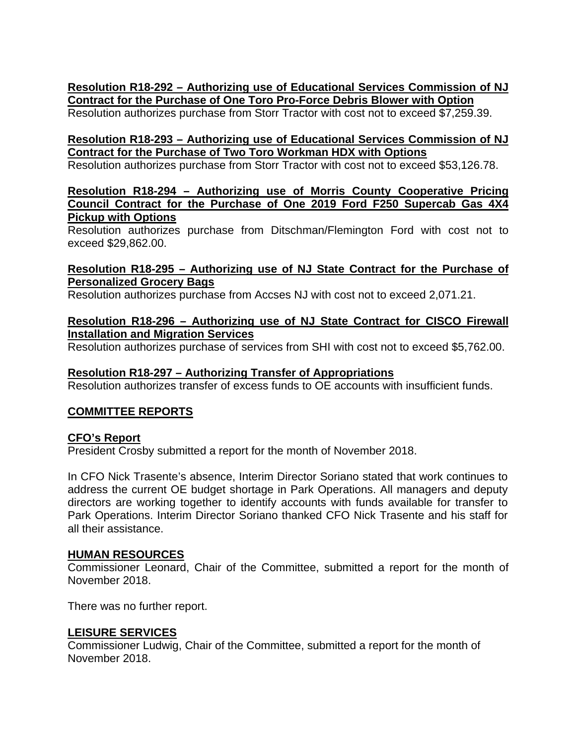**Resolution R18-292 – Authorizing use of Educational Services Commission of NJ Contract for the Purchase of One Toro Pro-Force Debris Blower with Option**
Resolution authorizes purchase from Storr Tractor with cost not to exceed $7,259.39.

**Resolution R18-293 – Authorizing use of Educational Services Commission of NJ Contract for the Purchase of Two Toro Workman HDX with Options**
Resolution authorizes purchase from Storr Tractor with cost not to exceed $53,126.78.

**Resolution R18-294 – Authorizing use of Morris County Cooperative Pricing Council Contract for the Purchase of One 2019 Ford F250 Supercab Gas 4X4 Pickup with Options**
Resolution authorizes purchase from Ditschman/Flemington Ford with cost not to exceed $29,862.00.

**Resolution R18-295 – Authorizing use of NJ State Contract for the Purchase of Personalized Grocery Bags**
Resolution authorizes purchase from Accses NJ with cost not to exceed 2,071.21.

**Resolution R18-296 – Authorizing use of NJ State Contract for CISCO Firewall Installation and Migration Services**
Resolution authorizes purchase of services from SHI with cost not to exceed $5,762.00.

**Resolution R18-297 – Authorizing Transfer of Appropriations**
Resolution authorizes transfer of excess funds to OE accounts with insufficient funds.

## COMMITTEE REPORTS

### CFO's Report

President Crosby submitted a report for the month of November 2018.

In CFO Nick Trasente's absence, Interim Director Soriano stated that work continues to address the current OE budget shortage in Park Operations. All managers and deputy directors are working together to identify accounts with funds available for transfer to Park Operations. Interim Director Soriano thanked CFO Nick Trasente and his staff for all their assistance.

### HUMAN RESOURCES

Commissioner Leonard, Chair of the Committee, submitted a report for the month of November 2018.

There was no further report.

### LEISURE SERVICES

Commissioner Ludwig, Chair of the Committee, submitted a report for the month of November 2018.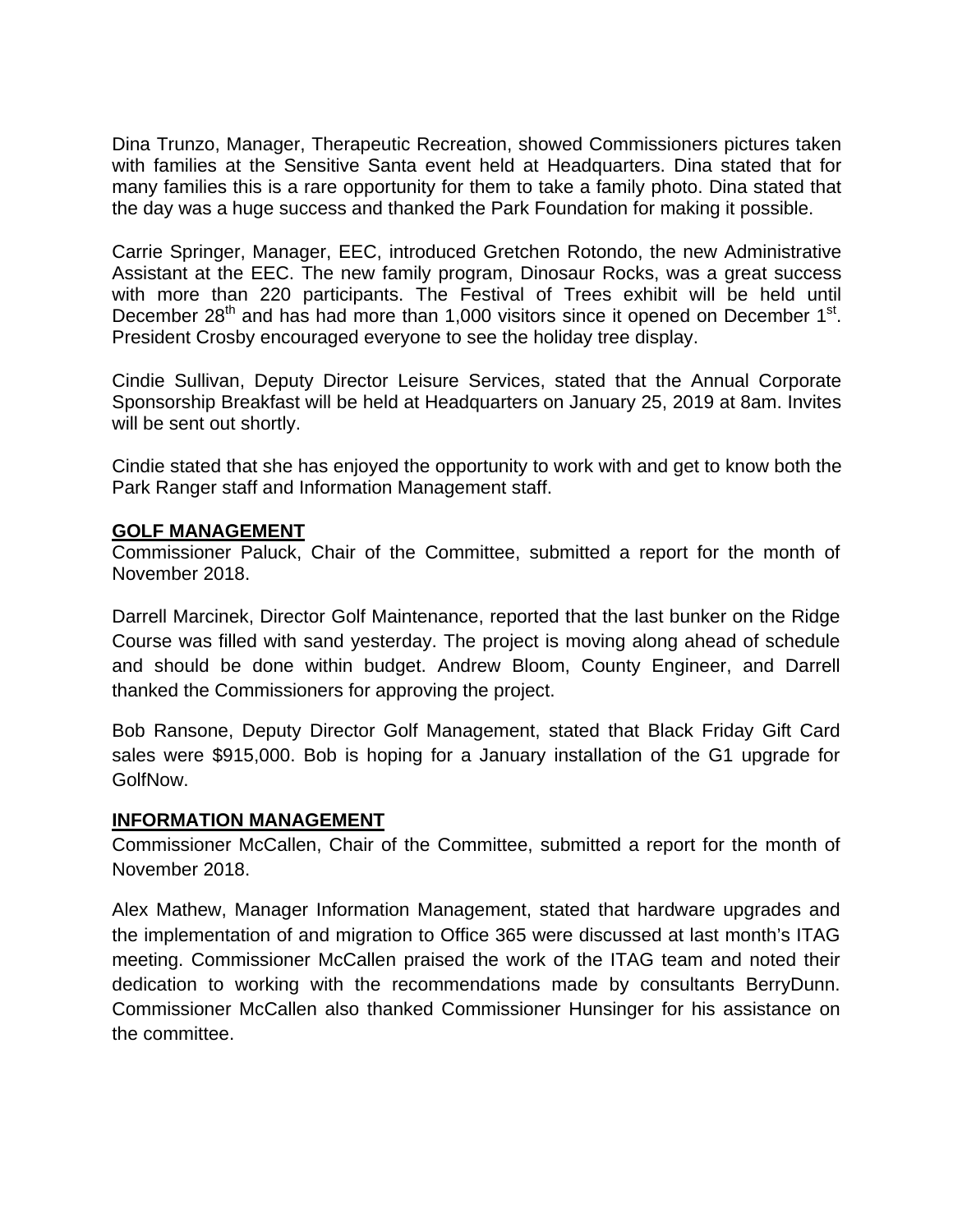Dina Trunzo, Manager, Therapeutic Recreation, showed Commissioners pictures taken with families at the Sensitive Santa event held at Headquarters. Dina stated that for many families this is a rare opportunity for them to take a family photo. Dina stated that the day was a huge success and thanked the Park Foundation for making it possible.

Carrie Springer, Manager, EEC, introduced Gretchen Rotondo, the new Administrative Assistant at the EEC. The new family program, Dinosaur Rocks, was a great success with more than 220 participants. The Festival of Trees exhibit will be held until December 28th and has had more than 1,000 visitors since it opened on December 1st. President Crosby encouraged everyone to see the holiday tree display.

Cindie Sullivan, Deputy Director Leisure Services, stated that the Annual Corporate Sponsorship Breakfast will be held at Headquarters on January 25, 2019 at 8am. Invites will be sent out shortly.

Cindie stated that she has enjoyed the opportunity to work with and get to know both the Park Ranger staff and Information Management staff.

**GOLF MANAGEMENT**

Commissioner Paluck, Chair of the Committee, submitted a report for the month of November 2018.

Darrell Marcinek, Director Golf Maintenance, reported that the last bunker on the Ridge Course was filled with sand yesterday. The project is moving along ahead of schedule and should be done within budget. Andrew Bloom, County Engineer, and Darrell thanked the Commissioners for approving the project.

Bob Ransone, Deputy Director Golf Management, stated that Black Friday Gift Card sales were $915,000. Bob is hoping for a January installation of the G1 upgrade for GolfNow.

**INFORMATION MANAGEMENT**

Commissioner McCallen, Chair of the Committee, submitted a report for the month of November 2018.

Alex Mathew, Manager Information Management, stated that hardware upgrades and the implementation of and migration to Office 365 were discussed at last month's ITAG meeting. Commissioner McCallen praised the work of the ITAG team and noted their dedication to working with the recommendations made by consultants BerryDunn. Commissioner McCallen also thanked Commissioner Hunsinger for his assistance on the committee.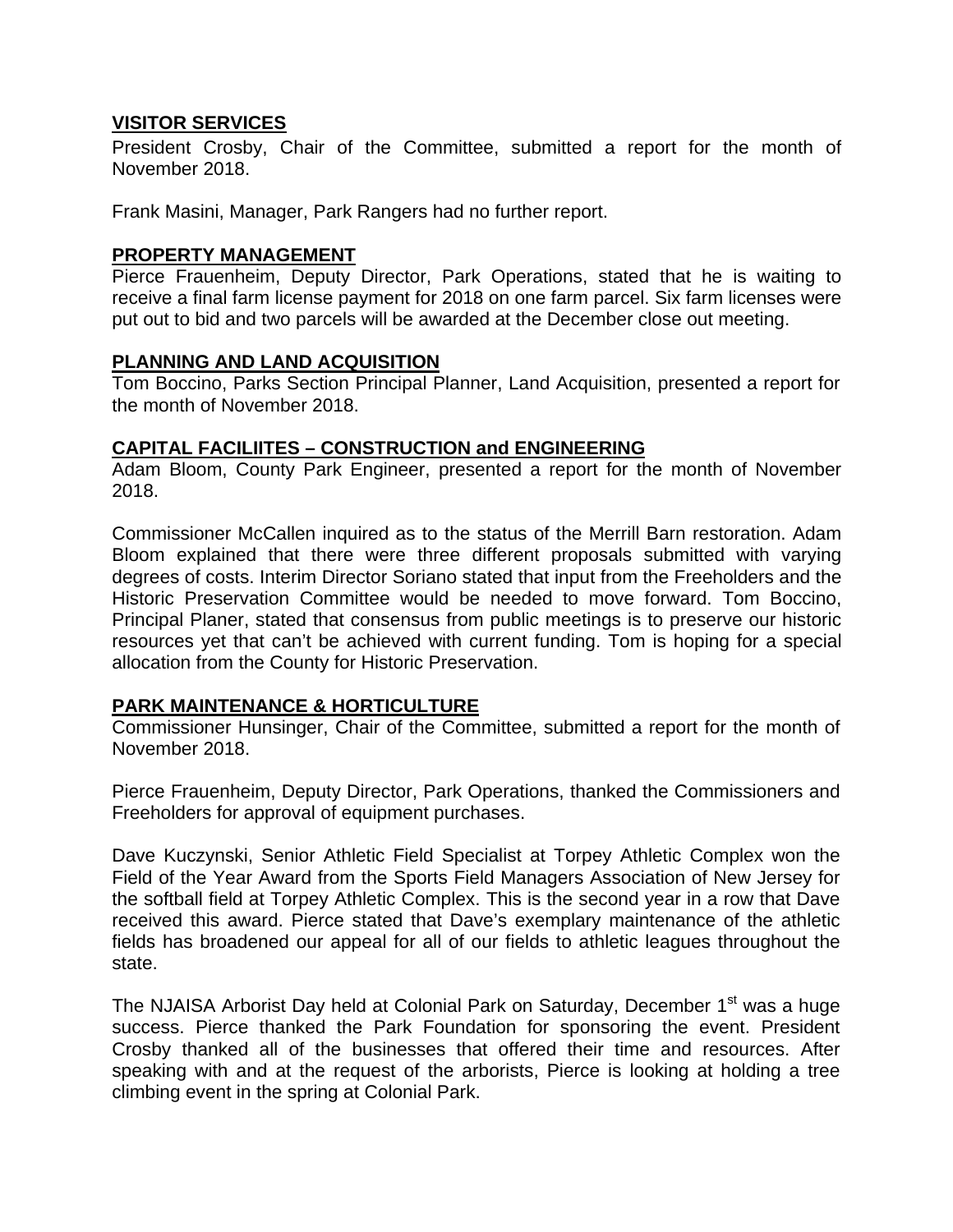## VISITOR SERVICES

President Crosby, Chair of the Committee, submitted a report for the month of November 2018.

Frank Masini, Manager, Park Rangers had no further report.

## PROPERTY MANAGEMENT

Pierce Frauenheim, Deputy Director, Park Operations, stated that he is waiting to receive a final farm license payment for 2018 on one farm parcel. Six farm licenses were put out to bid and two parcels will be awarded at the December close out meeting.

## PLANNING AND LAND ACQUISITION

Tom Boccino, Parks Section Principal Planner, Land Acquisition, presented a report for the month of November 2018.

## CAPITAL FACILIITES – CONSTRUCTION and ENGINEERING

Adam Bloom, County Park Engineer, presented a report for the month of November 2018.

Commissioner McCallen inquired as to the status of the Merrill Barn restoration. Adam Bloom explained that there were three different proposals submitted with varying degrees of costs. Interim Director Soriano stated that input from the Freeholders and the Historic Preservation Committee would be needed to move forward. Tom Boccino, Principal Planer, stated that consensus from public meetings is to preserve our historic resources yet that can't be achieved with current funding. Tom is hoping for a special allocation from the County for Historic Preservation.

## PARK MAINTENANCE & HORTICULTURE

Commissioner Hunsinger, Chair of the Committee, submitted a report for the month of November 2018.

Pierce Frauenheim, Deputy Director, Park Operations, thanked the Commissioners and Freeholders for approval of equipment purchases.

Dave Kuczynski, Senior Athletic Field Specialist at Torpey Athletic Complex won the Field of the Year Award from the Sports Field Managers Association of New Jersey for the softball field at Torpey Athletic Complex. This is the second year in a row that Dave received this award. Pierce stated that Dave's exemplary maintenance of the athletic fields has broadened our appeal for all of our fields to athletic leagues throughout the state.

The NJAISA Arborist Day held at Colonial Park on Saturday, December 1st was a huge success. Pierce thanked the Park Foundation for sponsoring the event. President Crosby thanked all of the businesses that offered their time and resources. After speaking with and at the request of the arborists, Pierce is looking at holding a tree climbing event in the spring at Colonial Park.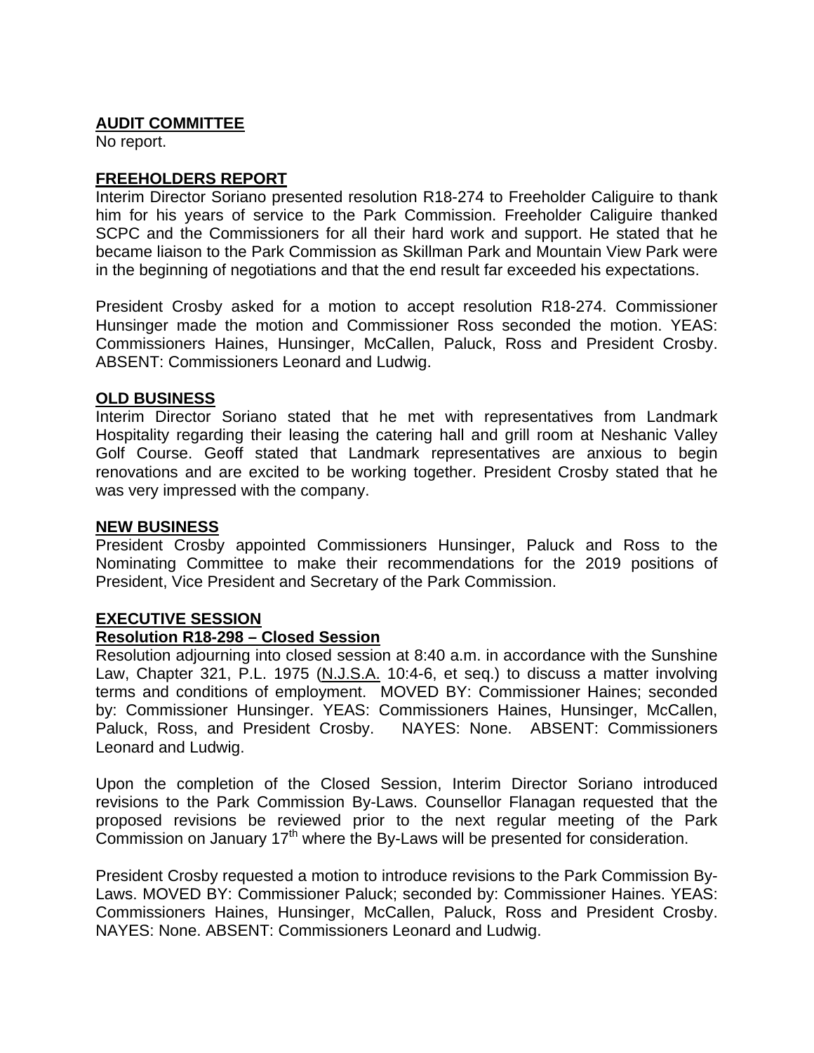**AUDIT COMMITTEE**

No report.

**FREEHOLDERS REPORT**

Interim Director Soriano presented resolution R18-274 to Freeholder Caliguire to thank him for his years of service to the Park Commission. Freeholder Caliguire thanked SCPC and the Commissioners for all their hard work and support. He stated that he became liaison to the Park Commission as Skillman Park and Mountain View Park were in the beginning of negotiations and that the end result far exceeded his expectations.

President Crosby asked for a motion to accept resolution R18-274. Commissioner Hunsinger made the motion and Commissioner Ross seconded the motion. YEAS: Commissioners Haines, Hunsinger, McCallen, Paluck, Ross and President Crosby. ABSENT: Commissioners Leonard and Ludwig.

**OLD BUSINESS**

Interim Director Soriano stated that he met with representatives from Landmark Hospitality regarding their leasing the catering hall and grill room at Neshanic Valley Golf Course. Geoff stated that Landmark representatives are anxious to begin renovations and are excited to be working together. President Crosby stated that he was very impressed with the company.

**NEW BUSINESS**

President Crosby appointed Commissioners Hunsinger, Paluck and Ross to the Nominating Committee to make their recommendations for the 2019 positions of President, Vice President and Secretary of the Park Commission.

**EXECUTIVE SESSION**

**Resolution R18-298 – Closed Session**

Resolution adjourning into closed session at 8:40 a.m. in accordance with the Sunshine Law, Chapter 321, P.L. 1975 (N.J.S.A. 10:4-6, et seq.) to discuss a matter involving terms and conditions of employment. MOVED BY: Commissioner Haines; seconded by: Commissioner Hunsinger. YEAS: Commissioners Haines, Hunsinger, McCallen, Paluck, Ross, and President Crosby. NAYES: None. ABSENT: Commissioners Leonard and Ludwig.

Upon the completion of the Closed Session, Interim Director Soriano introduced revisions to the Park Commission By-Laws. Counsellor Flanagan requested that the proposed revisions be reviewed prior to the next regular meeting of the Park Commission on January 17th where the By-Laws will be presented for consideration.

President Crosby requested a motion to introduce revisions to the Park Commission By-Laws. MOVED BY: Commissioner Paluck; seconded by: Commissioner Haines. YEAS: Commissioners Haines, Hunsinger, McCallen, Paluck, Ross and President Crosby. NAYES: None. ABSENT: Commissioners Leonard and Ludwig.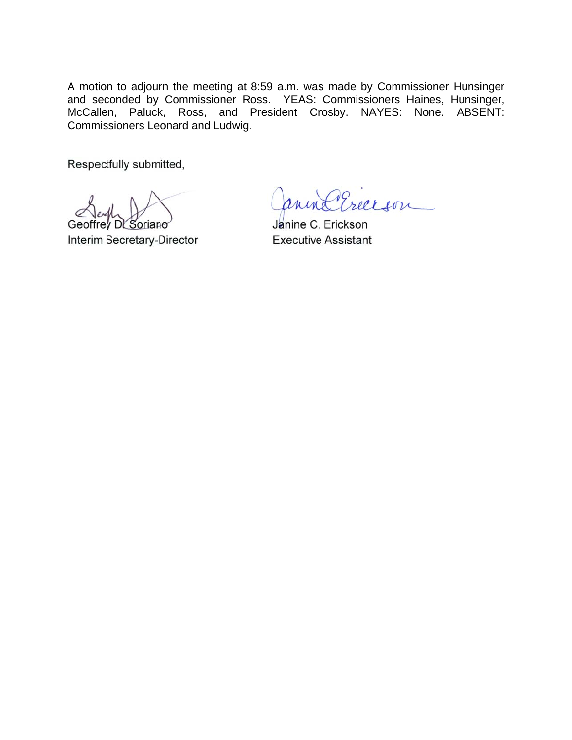A motion to adjourn the meeting at 8:59 a.m. was made by Commissioner Hunsinger and seconded by Commissioner Ross. YEAS: Commissioners Haines, Hunsinger, McCallen, Paluck, Ross, and President Crosby. NAYES: None. ABSENT: Commissioners Leonard and Ludwig.

Respectfully submitted,

Geoffrey D. Soriano
Interim Secretary-Director

Janine C. Erickson
Executive Assistant